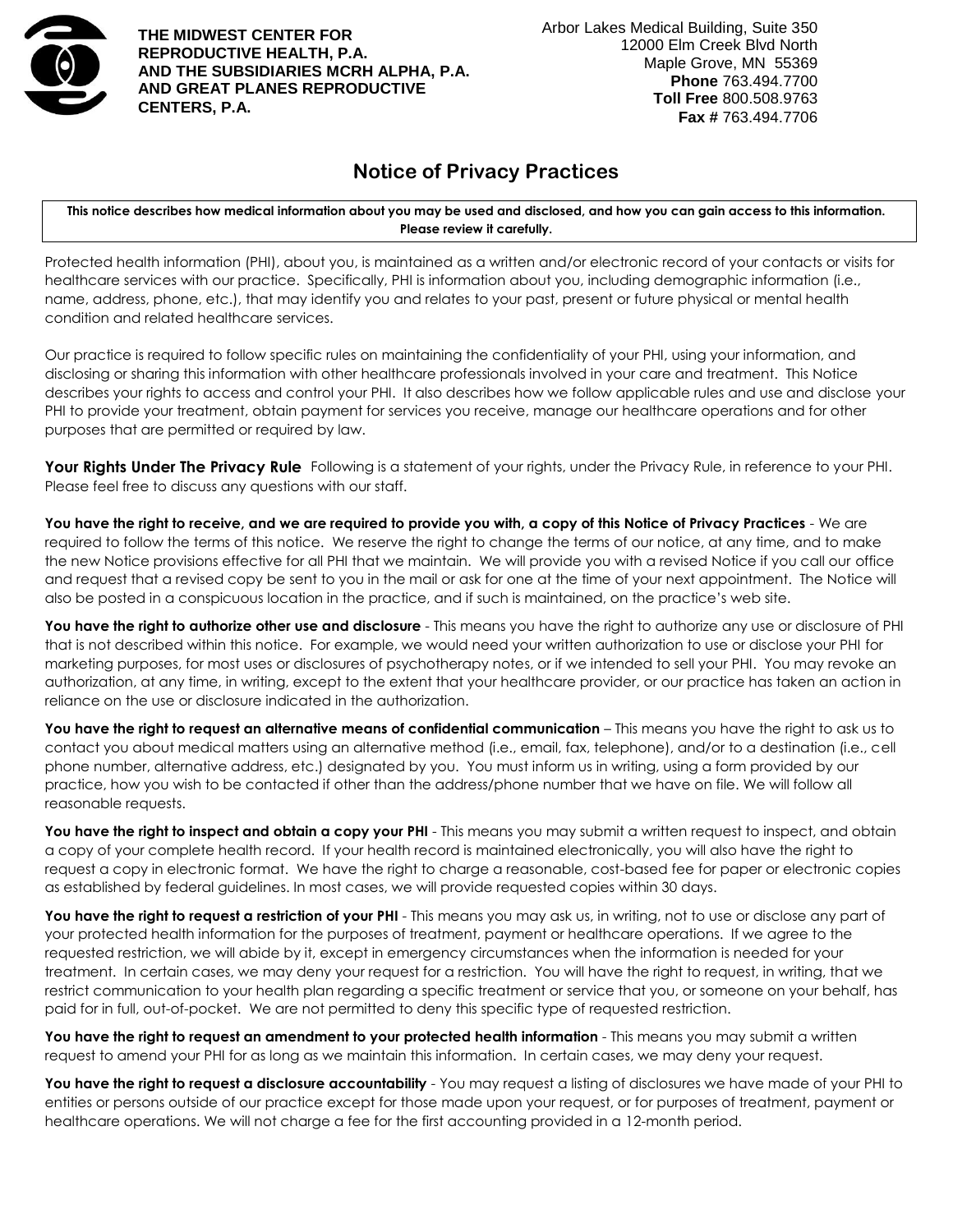**THE MIDWEST CENTER FOR REPRODUCTIVE HEALTH, P.A. AND THE SUBSIDIARIES MCRH ALPHA, P.A. AND GREAT PLANES REPRODUCTIVE CENTERS, P.A.**

Arbor Lakes Medical Building, Suite 350
12000 Elm Creek Blvd North
Maple Grove, MN 55369
**Phone** 763.494.7700
**Toll Free** 800.508.9763
**Fax #** 763.494.7706

# Notice of Privacy Practices

**This notice describes how medical information about you may be used and disclosed, and how you can gain access to this information. Please review it carefully.**

Protected health information (PHI), about you, is maintained as a written and/or electronic record of your contacts or visits for healthcare services with our practice. Specifically, PHI is information about you, including demographic information (i.e., name, address, phone, etc.), that may identify you and relates to your past, present or future physical or mental health condition and related healthcare services.

Our practice is required to follow specific rules on maintaining the confidentiality of your PHI, using your information, and disclosing or sharing this information with other healthcare professionals involved in your care and treatment. This Notice describes your rights to access and control your PHI. It also describes how we follow applicable rules and use and disclose your PHI to provide your treatment, obtain payment for services you receive, manage our healthcare operations and for other purposes that are permitted or required by law.

**Your Rights Under The Privacy Rule** Following is a statement of your rights, under the Privacy Rule, in reference to your PHI. Please feel free to discuss any questions with our staff.

**You have the right to receive, and we are required to provide you with, a copy of this Notice of Privacy Practices** - We are required to follow the terms of this notice. We reserve the right to change the terms of our notice, at any time, and to make the new Notice provisions effective for all PHI that we maintain. We will provide you with a revised Notice if you call our office and request that a revised copy be sent to you in the mail or ask for one at the time of your next appointment. The Notice will also be posted in a conspicuous location in the practice, and if such is maintained, on the practice's web site.

**You have the right to authorize other use and disclosure** - This means you have the right to authorize any use or disclosure of PHI that is not described within this notice. For example, we would need your written authorization to use or disclose your PHI for marketing purposes, for most uses or disclosures of psychotherapy notes, or if we intended to sell your PHI. You may revoke an authorization, at any time, in writing, except to the extent that your healthcare provider, or our practice has taken an action in reliance on the use or disclosure indicated in the authorization.

**You have the right to request an alternative means of confidential communication** – This means you have the right to ask us to contact you about medical matters using an alternative method (i.e., email, fax, telephone), and/or to a destination (i.e., cell phone number, alternative address, etc.) designated by you. You must inform us in writing, using a form provided by our practice, how you wish to be contacted if other than the address/phone number that we have on file. We will follow all reasonable requests.

**You have the right to inspect and obtain a copy your PHI** - This means you may submit a written request to inspect, and obtain a copy of your complete health record. If your health record is maintained electronically, you will also have the right to request a copy in electronic format. We have the right to charge a reasonable, cost-based fee for paper or electronic copies as established by federal guidelines. In most cases, we will provide requested copies within 30 days.

**You have the right to request a restriction of your PHI** - This means you may ask us, in writing, not to use or disclose any part of your protected health information for the purposes of treatment, payment or healthcare operations. If we agree to the requested restriction, we will abide by it, except in emergency circumstances when the information is needed for your treatment. In certain cases, we may deny your request for a restriction. You will have the right to request, in writing, that we restrict communication to your health plan regarding a specific treatment or service that you, or someone on your behalf, has paid for in full, out-of-pocket. We are not permitted to deny this specific type of requested restriction.

**You have the right to request an amendment to your protected health information** - This means you may submit a written request to amend your PHI for as long as we maintain this information. In certain cases, we may deny your request.

**You have the right to request a disclosure accountability** - You may request a listing of disclosures we have made of your PHI to entities or persons outside of our practice except for those made upon your request, or for purposes of treatment, payment or healthcare operations. We will not charge a fee for the first accounting provided in a 12-month period.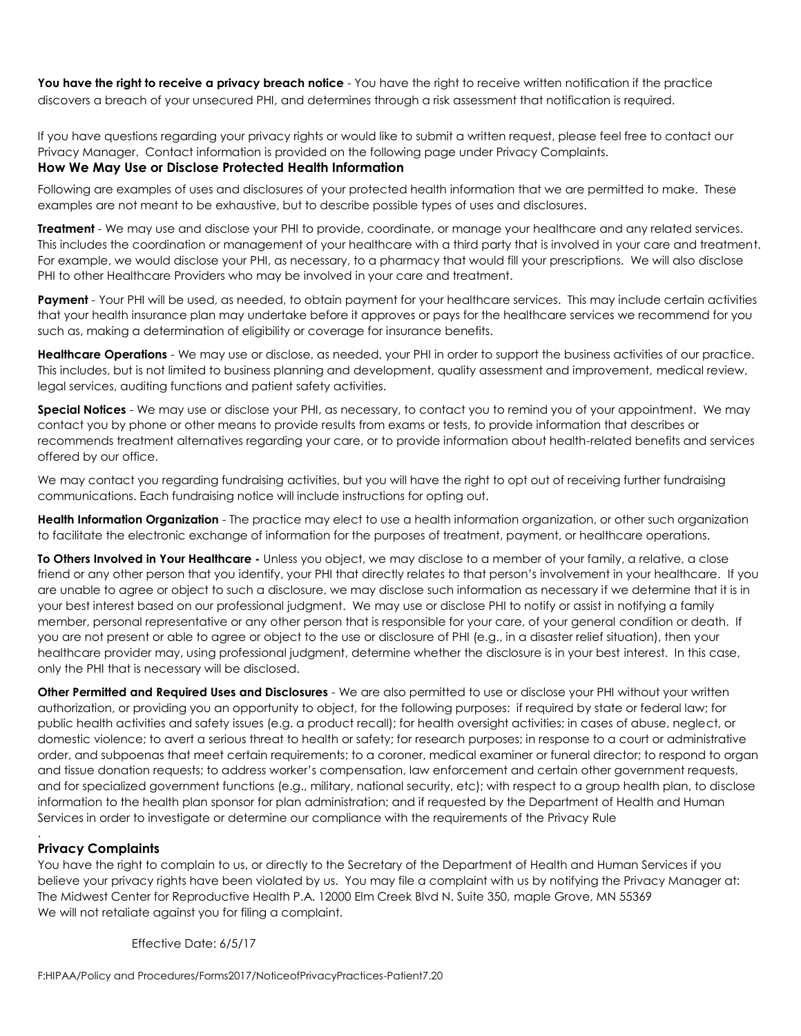**You have the right to receive a privacy breach notice** - You have the right to receive written notification if the practice discovers a breach of your unsecured PHI, and determines through a risk assessment that notification is required.

If you have questions regarding your privacy rights or would like to submit a written request, please feel free to contact our Privacy Manager. Contact information is provided on the following page under Privacy Complaints.

## How We May Use or Disclose Protected Health Information

Following are examples of uses and disclosures of your protected health information that we are permitted to make. These examples are not meant to be exhaustive, but to describe possible types of uses and disclosures.

**Treatment** - We may use and disclose your PHI to provide, coordinate, or manage your healthcare and any related services. This includes the coordination or management of your healthcare with a third party that is involved in your care and treatment. For example, we would disclose your PHI, as necessary, to a pharmacy that would fill your prescriptions. We will also disclose PHI to other Healthcare Providers who may be involved in your care and treatment.

**Payment** - Your PHI will be used, as needed, to obtain payment for your healthcare services. This may include certain activities that your health insurance plan may undertake before it approves or pays for the healthcare services we recommend for you such as, making a determination of eligibility or coverage for insurance benefits.

**Healthcare Operations** - We may use or disclose, as needed, your PHI in order to support the business activities of our practice. This includes, but is not limited to business planning and development, quality assessment and improvement, medical review, legal services, auditing functions and patient safety activities.

**Special Notices** - We may use or disclose your PHI, as necessary, to contact you to remind you of your appointment. We may contact you by phone or other means to provide results from exams or tests, to provide information that describes or recommends treatment alternatives regarding your care, or to provide information about health-related benefits and services offered by our office.

We may contact you regarding fundraising activities, but you will have the right to opt out of receiving further fundraising communications. Each fundraising notice will include instructions for opting out.

**Health Information Organization** - The practice may elect to use a health information organization, or other such organization to facilitate the electronic exchange of information for the purposes of treatment, payment, or healthcare operations.

**To Others Involved in Your Healthcare -** Unless you object, we may disclose to a member of your family, a relative, a close friend or any other person that you identify, your PHI that directly relates to that person's involvement in your healthcare. If you are unable to agree or object to such a disclosure, we may disclose such information as necessary if we determine that it is in your best interest based on our professional judgment. We may use or disclose PHI to notify or assist in notifying a family member, personal representative or any other person that is responsible for your care, of your general condition or death. If you are not present or able to agree or object to the use or disclosure of PHI (e.g., in a disaster relief situation), then your healthcare provider may, using professional judgment, determine whether the disclosure is in your best interest. In this case, only the PHI that is necessary will be disclosed.

**Other Permitted and Required Uses and Disclosures** - We are also permitted to use or disclose your PHI without your written authorization, or providing you an opportunity to object, for the following purposes: if required by state or federal law; for public health activities and safety issues (e.g. a product recall); for health oversight activities; in cases of abuse, neglect, or domestic violence; to avert a serious threat to health or safety; for research purposes; in response to a court or administrative order, and subpoenas that meet certain requirements; to a coroner, medical examiner or funeral director; to respond to organ and tissue donation requests; to address worker's compensation, law enforcement and certain other government requests, and for specialized government functions (e.g., military, national security, etc); with respect to a group health plan, to disclose information to the health plan sponsor for plan administration; and if requested by the Department of Health and Human Services in order to investigate or determine our compliance with the requirements of the Privacy Rule

.

## Privacy Complaints

You have the right to complain to us, or directly to the Secretary of the Department of Health and Human Services if you believe your privacy rights have been violated by us. You may file a complaint with us by notifying the Privacy Manager at: The Midwest Center for Reproductive Health P.A. 12000 Elm Creek Blvd N. Suite 350, maple Grove, MN 55369
We will not retaliate against you for filing a complaint.

Effective Date: 6/5/17

F:HIPAA/Policy and Procedures/Forms2017/NoticeofPrivacyPractices-Patient7.20